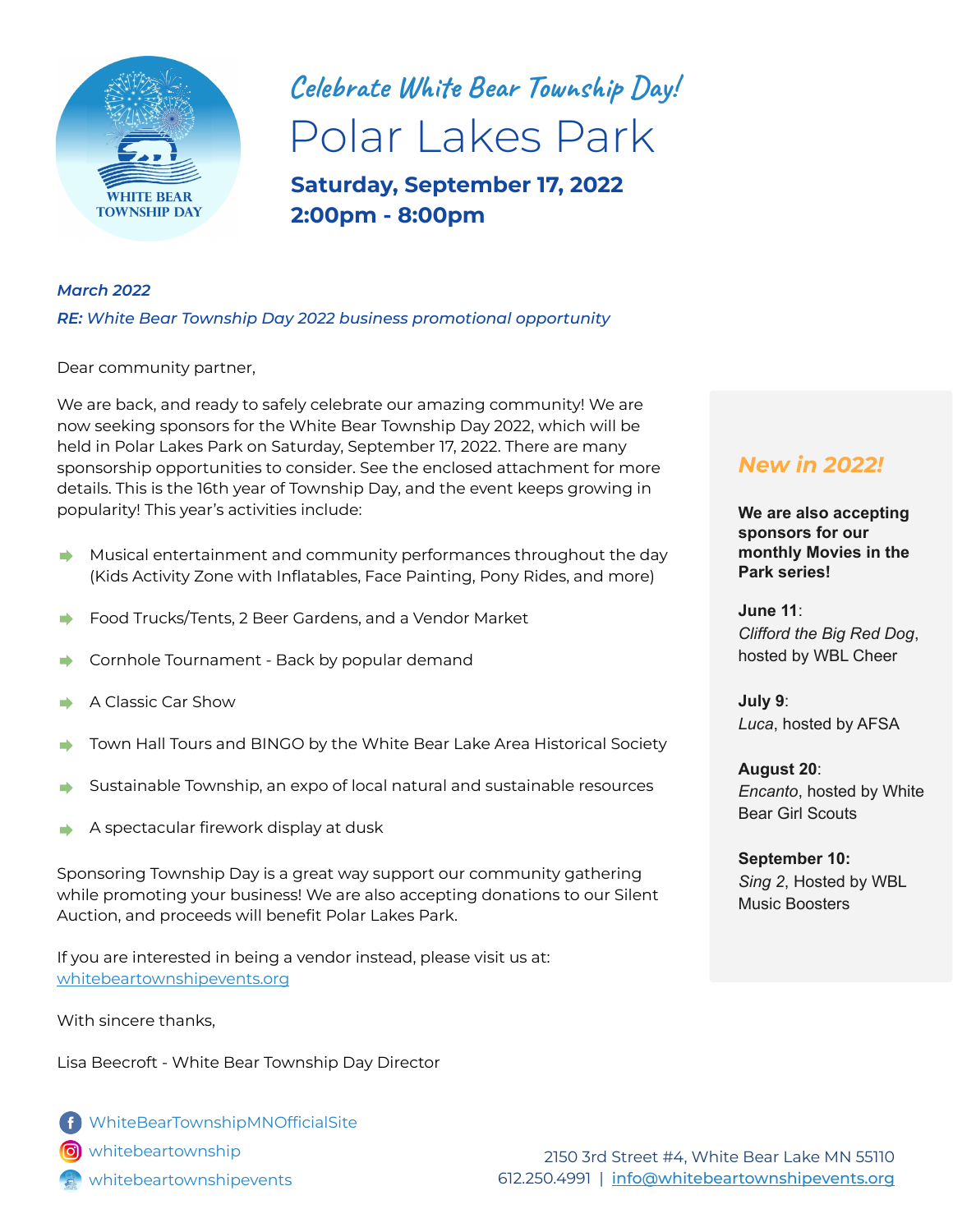WHITE BEAR TOWNSHIP DAY

*Celebrate White Bear Township Day!*

# Polar Lakes Park

**Saturday, September 17, 2022**
**2:00pm - 8:00pm**

*March 2022*

***RE:** White Bear Township Day 2022 business promotional opportunity*

Dear community partner,

We are back, and ready to safely celebrate our amazing community! We are now seeking sponsors for the White Bear Township Day 2022, which will be held in Polar Lakes Park on Saturday, September 17, 2022. There are many sponsorship opportunities to consider. See the enclosed attachment for more details. This is the 16th year of Township Day, and the event keeps growing in popularity! This year's activities include:

- Musical entertainment and community performances throughout the day (Kids Activity Zone with Inflatables, Face Painting, Pony Rides, and more)
- Food Trucks/Tents, 2 Beer Gardens, and a Vendor Market
- Cornhole Tournament - Back by popular demand
- A Classic Car Show
- Town Hall Tours and BINGO by the White Bear Lake Area Historical Society
- Sustainable Township, an expo of local natural and sustainable resources
- A spectacular firework display at dusk

Sponsoring Township Day is a great way support our community gathering while promoting your business! We are also accepting donations to our Silent Auction, and proceeds will benefit Polar Lakes Park.

If you are interested in being a vendor instead, please visit us at: whitebeartownshipevents.org

With sincere thanks,

Lisa Beecroft - White Bear Township Day Director

## New in 2022!

**We are also accepting sponsors for our monthly Movies in the Park series!**

**June 11**:
*Clifford the Big Red Dog*, hosted by WBL Cheer

**July 9**:
*Luca*, hosted by AFSA

**August 20**:
*Encanto*, hosted by White Bear Girl Scouts

**September 10:**
*Sing 2*, Hosted by WBL Music Boosters

WhiteBearTownshipMNOfficialSite
whitebeartownship
whitebeartownshipevents

2150 3rd Street #4, White Bear Lake MN 55110
612.250.4991 | info@whitebeartownshipevents.org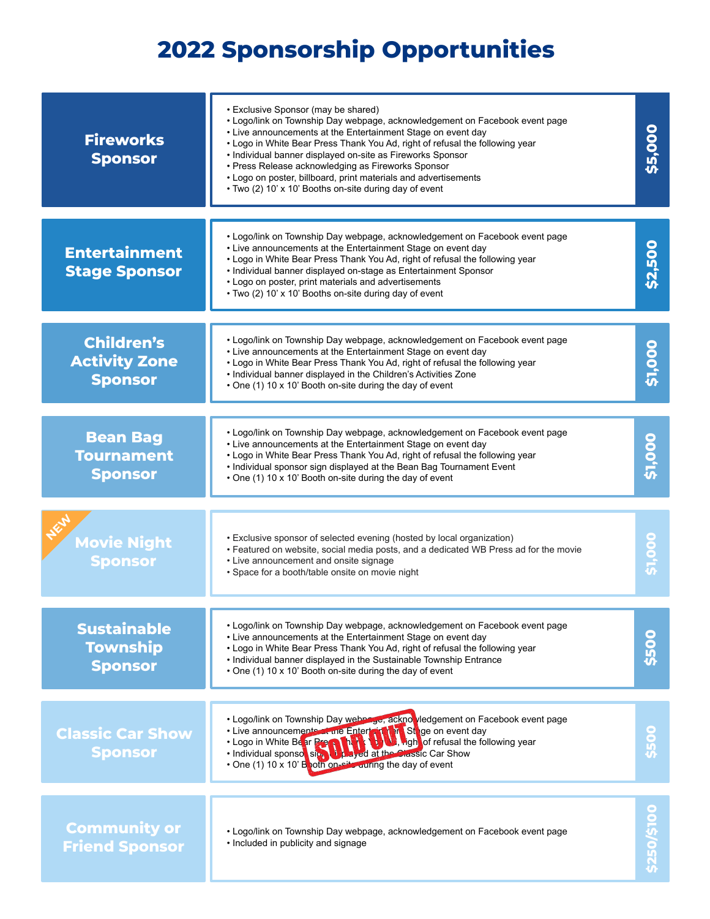# 2022 Sponsorship Opportunities

## Fireworks Sponsor — $5,000

- Exclusive Sponsor (may be shared)
- Logo/link on Township Day webpage, acknowledgement on Facebook event page
- Live announcements at the Entertainment Stage on event day
- Logo in White Bear Press Thank You Ad, right of refusal the following year
- Individual banner displayed on-site as Fireworks Sponsor
- Press Release acknowledging as Fireworks Sponsor
- Logo on poster, billboard, print materials and advertisements
- Two (2) 10' x 10' Booths on-site during day of event

## Entertainment Stage Sponsor — $2,500

- Logo/link on Township Day webpage, acknowledgement on Facebook event page
- Live announcements at the Entertainment Stage on event day
- Logo in White Bear Press Thank You Ad, right of refusal the following year
- Individual banner displayed on-stage as Entertainment Sponsor
- Logo on poster, print materials and advertisements
- Two (2) 10' x 10' Booths on-site during day of event

## Children's Activity Zone Sponsor — $1,000

- Logo/link on Township Day webpage, acknowledgement on Facebook event page
- Live announcements at the Entertainment Stage on event day
- Logo in White Bear Press Thank You Ad, right of refusal the following year
- Individual banner displayed in the Children's Activities Zone
- One (1) 10 x 10' Booth on-site during the day of event

## Bean Bag Tournament Sponsor — $1,000

- Logo/link on Township Day webpage, acknowledgement on Facebook event page
- Live announcements at the Entertainment Stage on event day
- Logo in White Bear Press Thank You Ad, right of refusal the following year
- Individual sponsor sign displayed at the Bean Bag Tournament Event
- One (1) 10 x 10' Booth on-site during the day of event

## NEW Movie Night Sponsor — $1,000

- Exclusive sponsor of selected evening (hosted by local organization)
- Featured on website, social media posts, and a dedicated WB Press ad for the movie
- Live announcement and onsite signage
- Space for a booth/table onsite on movie night

## Sustainable Township Sponsor — $500

- Logo/link on Township Day webpage, acknowledgement on Facebook event page
- Live announcements at the Entertainment Stage on event day
- Logo in White Bear Press Thank You Ad, right of refusal the following year
- Individual banner displayed in the Sustainable Township Entrance
- One (1) 10 x 10' Booth on-site during the day of event

## Classic Car Show Sponsor — $500 (SOLD OUT)

- Logo/link on Township Day webpage, acknowledgement on Facebook event page
- Live announcements at the Entertainment Stage on event day
- Logo in White Bear Press Thank You Ad, right of refusal the following year
- Individual sponsor sign displayed at the Classic Car Show
- One (1) 10 x 10' Booth on-site during the day of event

## Community or Friend Sponsor — $250/$100

- Logo/link on Township Day webpage, acknowledgement on Facebook event page
- Included in publicity and signage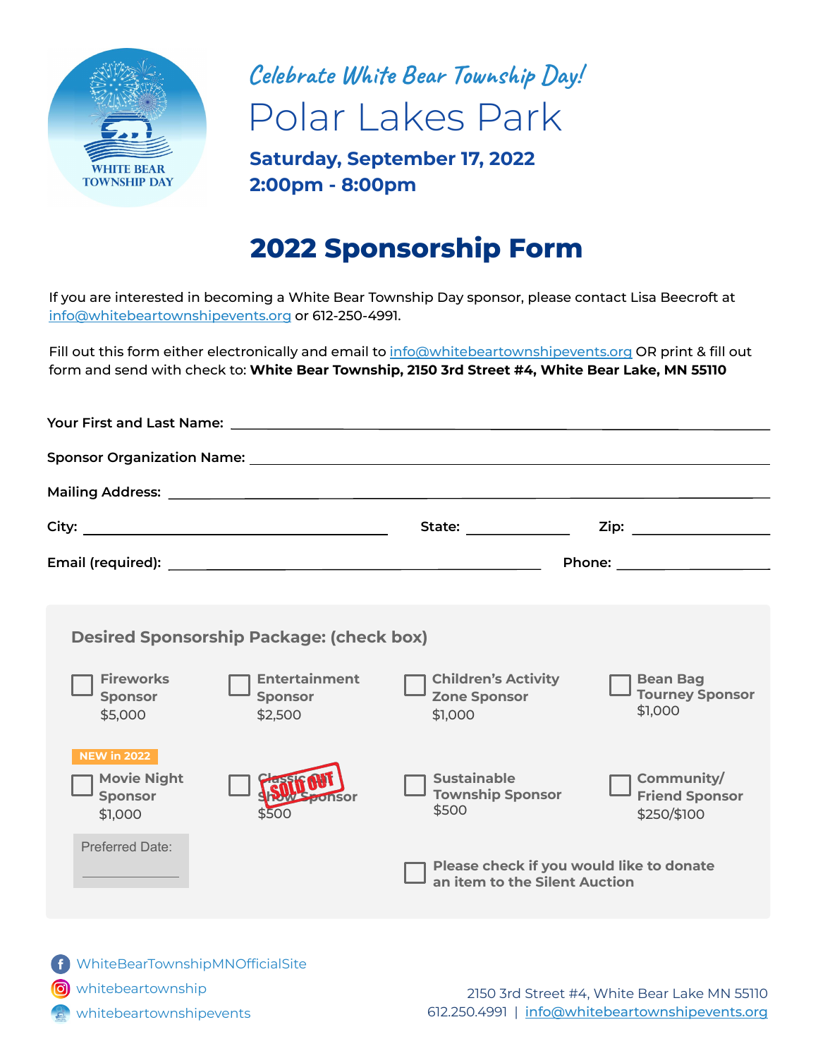WHITE BEAR TOWNSHIP DAY

*Celebrate White Bear Township Day!*

# Polar Lakes Park

**Saturday, September 17, 2022**
**2:00pm - 8:00pm**

## 2022 Sponsorship Form

If you are interested in becoming a White Bear Township Day sponsor, please contact Lisa Beecroft at info@whitebeartownshipevents.org or 612-250-4991.

Fill out this form either electronically and email to info@whitebeartownshipevents.org OR print & fill out form and send with check to: **White Bear Township, 2150 3rd Street #4, White Bear Lake, MN 55110**

**Your First and Last Name:** ______________________________

**Sponsor Organization Name:** ______________________________

**Mailing Address:** ______________________________

**City:** ____________________ **State:** __________ **Zip:** __________

**Email (required):** ____________________ **Phone:** __________

### Desired Sponsorship Package: (check box)

- ☐ **Fireworks Sponsor** $5,000
- ☐ **Entertainment Sponsor** $2,500
- ☐ **Children's Activity Zone Sponsor** $1,000
- ☐ **Bean Bag Tourney Sponsor** $1,000
- NEW in 2022 ☐ **Movie Night Sponsor** $1,000 — Preferred Date: __________
- ☐ **Classic Car Show Sponsor** $500 — SOLD OUT
- ☐ **Sustainable Township Sponsor** $500
- ☐ **Community/ Friend Sponsor** $250/$100
- ☐ **Please check if you would like to donate an item to the Silent Auction**

WhiteBearTownshipMNOfficialSite
whitebeartownship
whitebeartownshipevents

2150 3rd Street #4, White Bear Lake MN 55110
612.250.4991 | info@whitebeartownshipevents.org